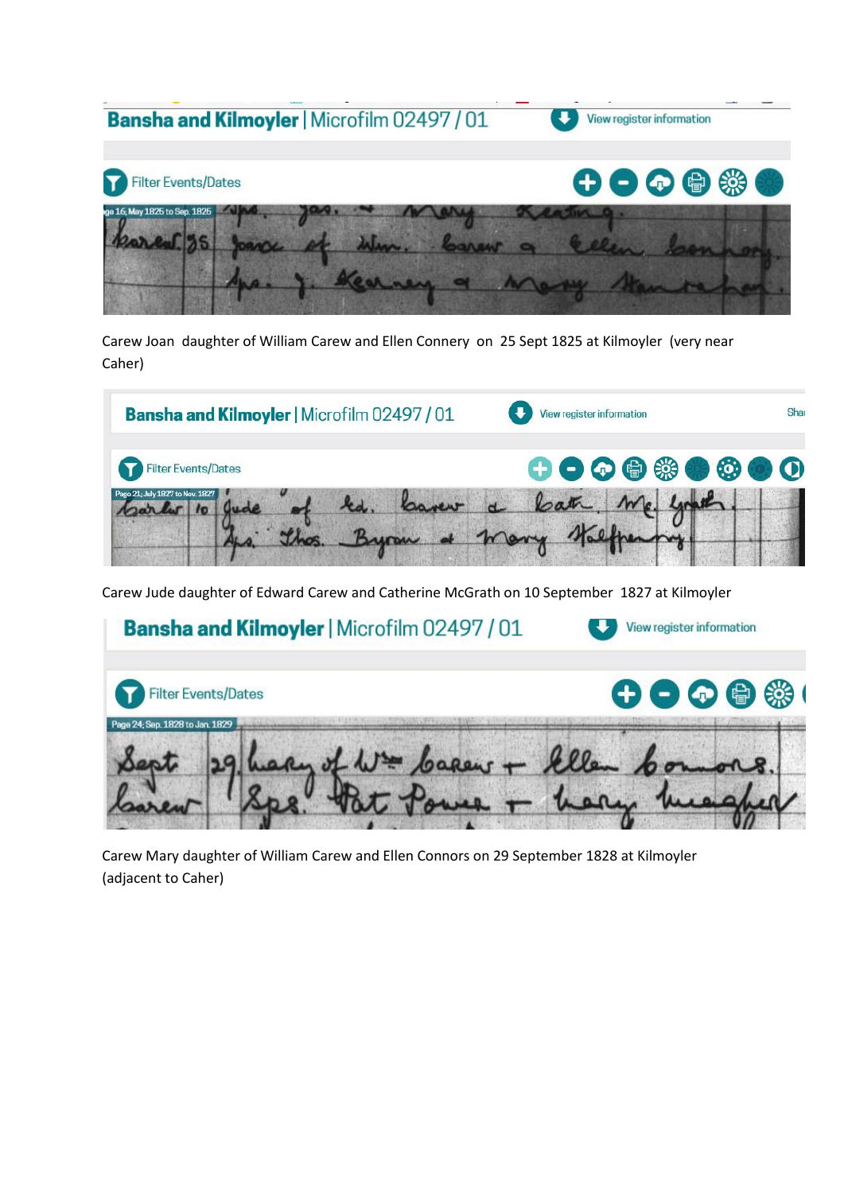Bansha and Kilmoyler | Microfilm 02497 / 01

Carew Joan daughter of William Carew and Ellen Connery on 25 Sept 1825 at Kilmoyler (very near Caher)

Bansha and Kilmoyler | Microfilm 02497 / 01

Carew Jude daughter of Edward Carew and Catherine McGrath on 10 September 1827 at Kilmoyler

Bansha and Kilmoyler | Microfilm 02497 / 01

Carew Mary daughter of William Carew and Ellen Connors on 29 September 1828 at Kilmoyler (adjacent to Caher)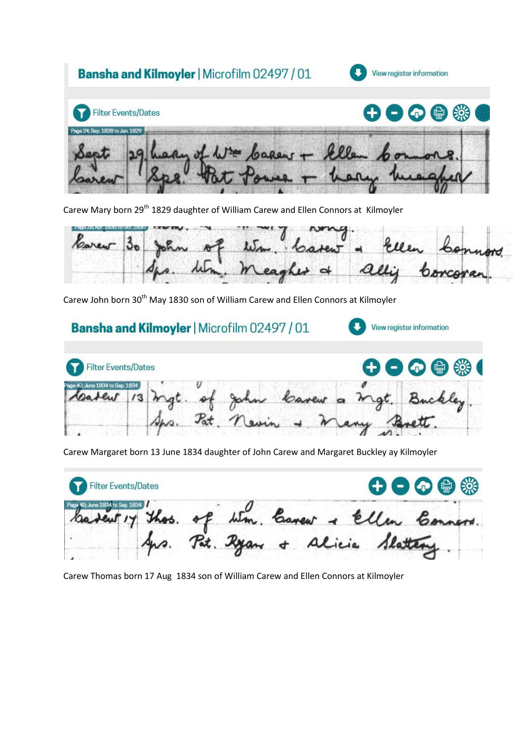## Bansha and Kilmoyler | Microfilm 02497 / 01

View register information

Filter Events/Dates

Page 24; Sep. 1828 to Jan. 1829

Sept 29 Mary of Wm Carew + Ellen Connors.
Carew Sps. Pat Power + Mary Meagher

Carew Mary born 29th 1829 daughter of William Carew and Ellen Connors at Kilmoyler

Page 28; Apr. 1830 to Oct. 1830

Carew 30 John of Wm. Carew + Ellen Connors.
Sps. Wm. Meagher + Ally Corcoran.

Carew John born 30th May 1830 son of William Carew and Ellen Connors at Kilmoyler

## Bansha and Kilmoyler | Microfilm 02497 / 01

View register information

Filter Events/Dates

Page 40; June 1834 to Sep. 1834

Carew 13 Mgt. of John Carew + Mgt. Buckley.
Sps. Pat. Nevin + Mary Brett.

Carew Margaret born 13 June 1834 daughter of John Carew and Margaret Buckley ay Kilmoyler

Filter Events/Dates

Page 40; June 1834 to Sep. 1834

Carew 17 Thos. of Wm. Carew + Ellen Connors.
Sps. Pat. Ryan + Alicia Slattery.

Carew Thomas born 17 Aug 1834 son of William Carew and Ellen Connors at Kilmoyler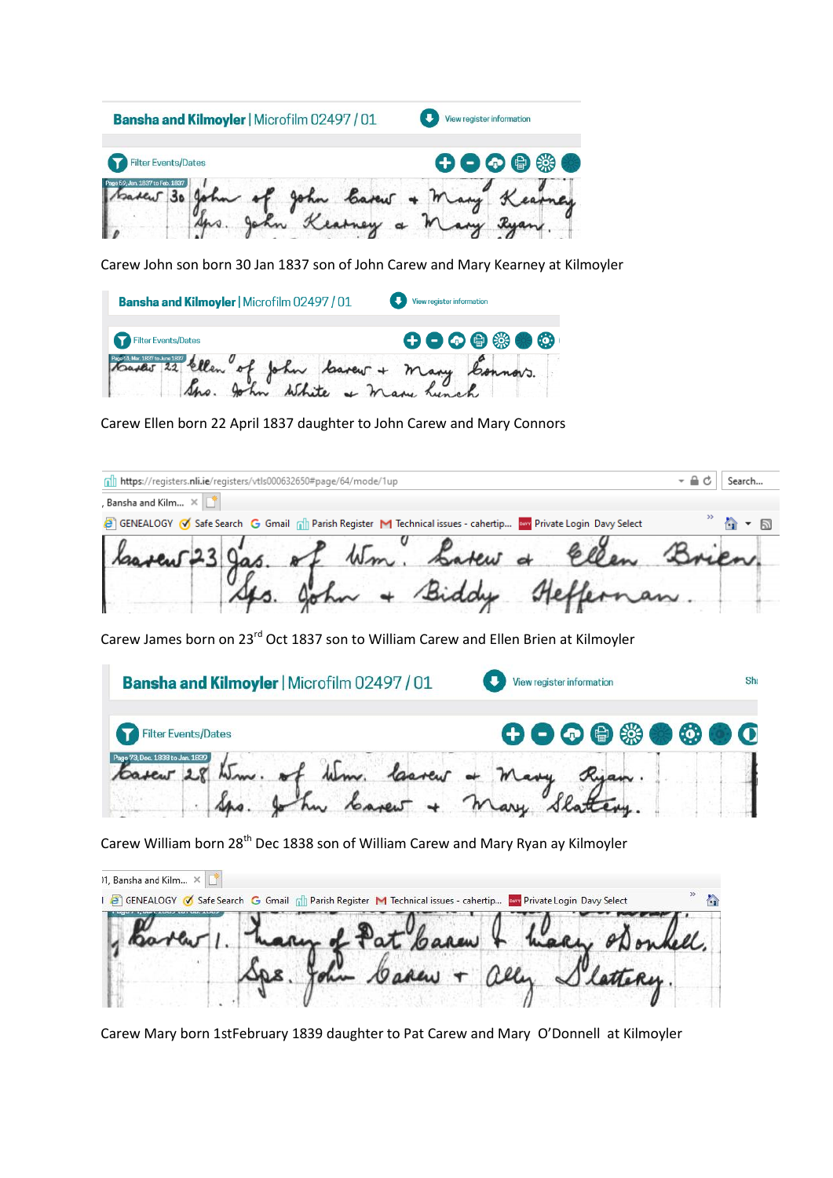Bansha and Kilmoyler | Microfilm 02497 / 01

Carew John son born 30 Jan 1837 son of John Carew and Mary Kearney at Kilmoyler

Bansha and Kilmoyler | Microfilm 02497 / 01

Carew Ellen born 22 April 1837 daughter to John Carew and Mary Connors

Carew James born on 23rd Oct 1837 son to William Carew and Ellen Brien at Kilmoyler

Bansha and Kilmoyler | Microfilm 02497 / 01

Carew William born 28th Dec 1838 son of William Carew and Mary Ryan ay Kilmoyler

Carew Mary born 1stFebruary 1839 daughter to Pat Carew and Mary O'Donnell at Kilmoyler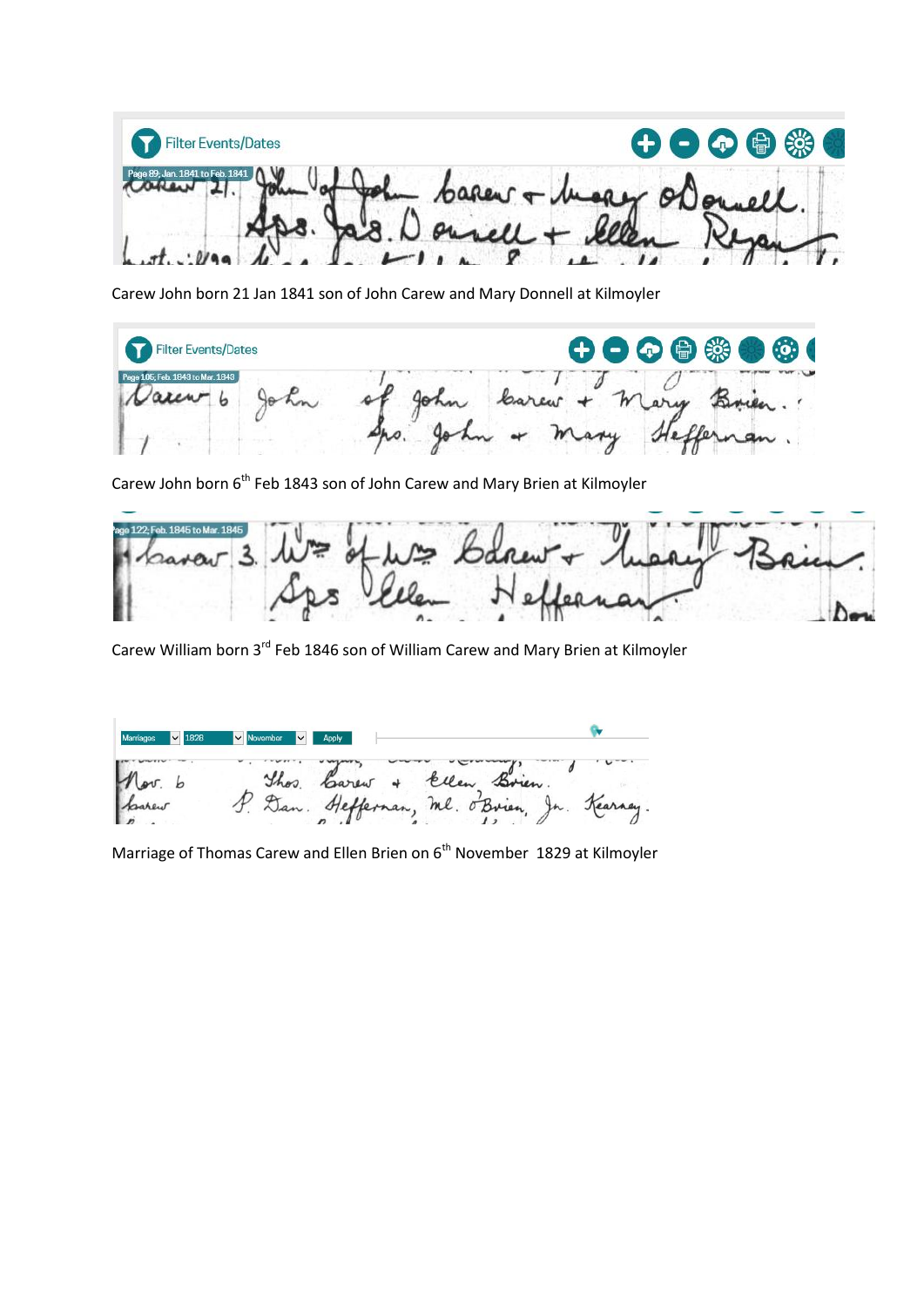Carew John born 21 Jan 1841 son of John Carew and Mary Donnell at Kilmoyler

Carew John born 6th Feb 1843 son of John Carew and Mary Brien at Kilmoyler

Carew William born 3rd Feb 1846 son of William Carew and Mary Brien at Kilmoyler

Marriage of Thomas Carew and Ellen Brien on 6th November 1829 at Kilmoyler